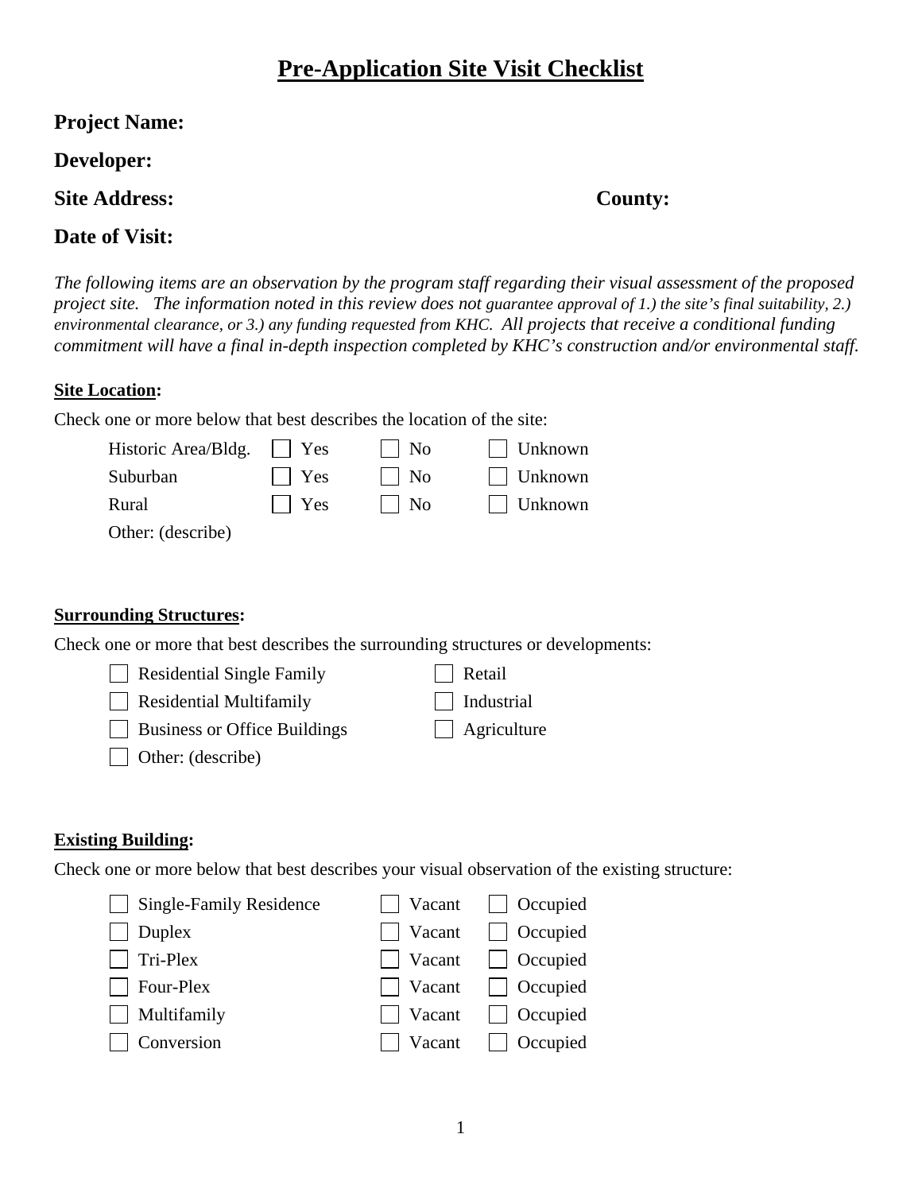# Pre-Application Site Visit Checklist

**Project Name:**

**Developer:**

**Site Address:** **County:**

**Date of Visit:**

*The following items are an observation by the program staff regarding their visual assessment of the proposed project site. The information noted in this review does not guarantee approval of 1.) the site's final suitability, 2.) environmental clearance, or 3.) any funding requested from KHC. All projects that receive a conditional funding commitment will have a final in-depth inspection completed by KHC's construction and/or environmental staff.*

**Site Location:**

Check one or more below that best describes the location of the site:

| | | | |
|---|---|---|---|
| Historic Area/Bldg. | ☐ Yes | ☐ No | ☐ Unknown |
| Suburban | ☐ Yes | ☐ No | ☐ Unknown |
| Rural | ☐ Yes | ☐ No | ☐ Unknown |
| Other: (describe) | | | |

**Surrounding Structures:**

Check one or more that best describes the surrounding structures or developments:

| | |
|---|---|
| ☐ Residential Single Family | ☐ Retail |
| ☐ Residential Multifamily | ☐ Industrial |
| ☐ Business or Office Buildings | ☐ Agriculture |
| ☐ Other: (describe) | |

**Existing Building:**

Check one or more below that best describes your visual observation of the existing structure:

| | | |
|---|---|---|
| ☐ Single-Family Residence | ☐ Vacant | ☐ Occupied |
| ☐ Duplex | ☐ Vacant | ☐ Occupied |
| ☐ Tri-Plex | ☐ Vacant | ☐ Occupied |
| ☐ Four-Plex | ☐ Vacant | ☐ Occupied |
| ☐ Multifamily | ☐ Vacant | ☐ Occupied |
| ☐ Conversion | ☐ Vacant | ☐ Occupied |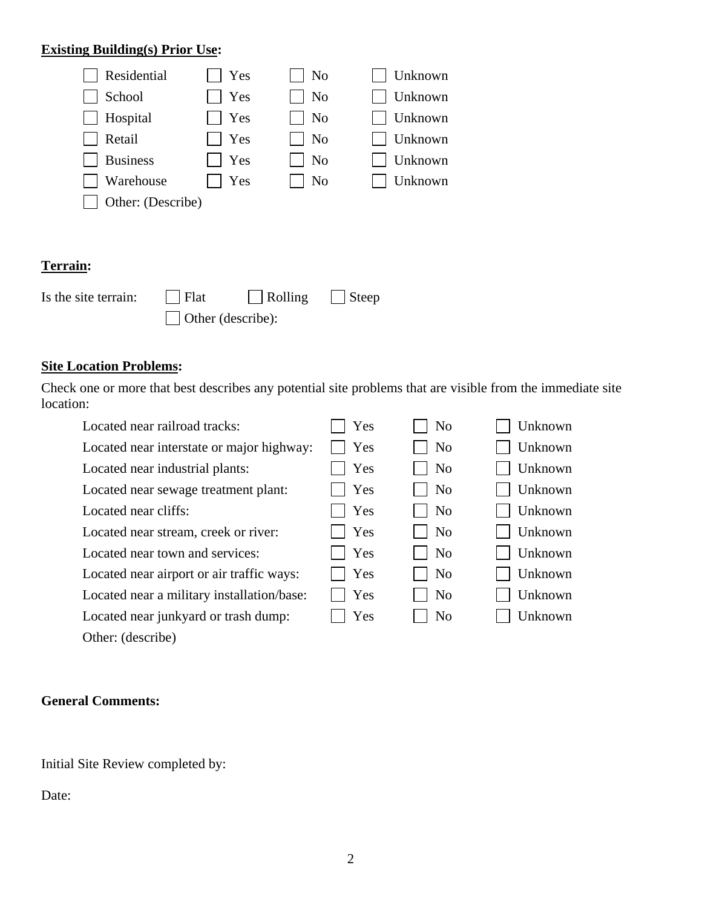**<u>Existing Building(s) Prior Use</u>:**

| | | | |
|---|---|---|---|
| ☐ Residential | ☐ Yes | ☐ No | ☐ Unknown |
| ☐ School | ☐ Yes | ☐ No | ☐ Unknown |
| ☐ Hospital | ☐ Yes | ☐ No | ☐ Unknown |
| ☐ Retail | ☐ Yes | ☐ No | ☐ Unknown |
| ☐ Business | ☐ Yes | ☐ No | ☐ Unknown |
| ☐ Warehouse | ☐ Yes | ☐ No | ☐ Unknown |
| ☐ Other: (Describe) | | | |

**<u>Terrain</u>:**

Is the site terrain: ☐ Flat ☐ Rolling ☐ Steep
☐ Other (describe):

**<u>Site Location Problems</u>:**

Check one or more that best describes any potential site problems that are visible from the immediate site location:

| | | | |
|---|---|---|---|
| Located near railroad tracks: | ☐ Yes | ☐ No | ☐ Unknown |
| Located near interstate or major highway: | ☐ Yes | ☐ No | ☐ Unknown |
| Located near industrial plants: | ☐ Yes | ☐ No | ☐ Unknown |
| Located near sewage treatment plant: | ☐ Yes | ☐ No | ☐ Unknown |
| Located near cliffs: | ☐ Yes | ☐ No | ☐ Unknown |
| Located near stream, creek or river: | ☐ Yes | ☐ No | ☐ Unknown |
| Located near town and services: | ☐ Yes | ☐ No | ☐ Unknown |
| Located near airport or air traffic ways: | ☐ Yes | ☐ No | ☐ Unknown |
| Located near a military installation/base: | ☐ Yes | ☐ No | ☐ Unknown |
| Located near junkyard or trash dump: | ☐ Yes | ☐ No | ☐ Unknown |
| Other: (describe) | | | |

**General Comments:**

Initial Site Review completed by:

Date: